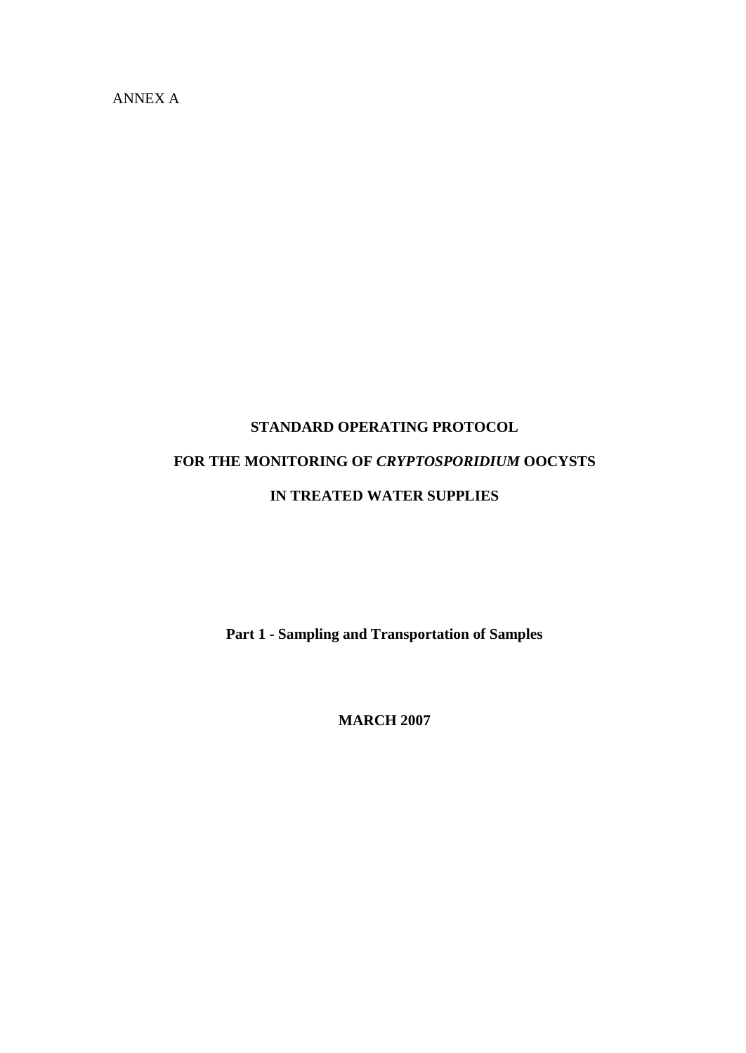ANNEX A

# STANDARD OPERATING PROTOCOL

# FOR THE MONITORING OF *CRYPTOSPORIDIUM* OOCYSTS

# IN TREATED WATER SUPPLIES

**Part 1 - Sampling and Transportation of Samples**

**MARCH 2007**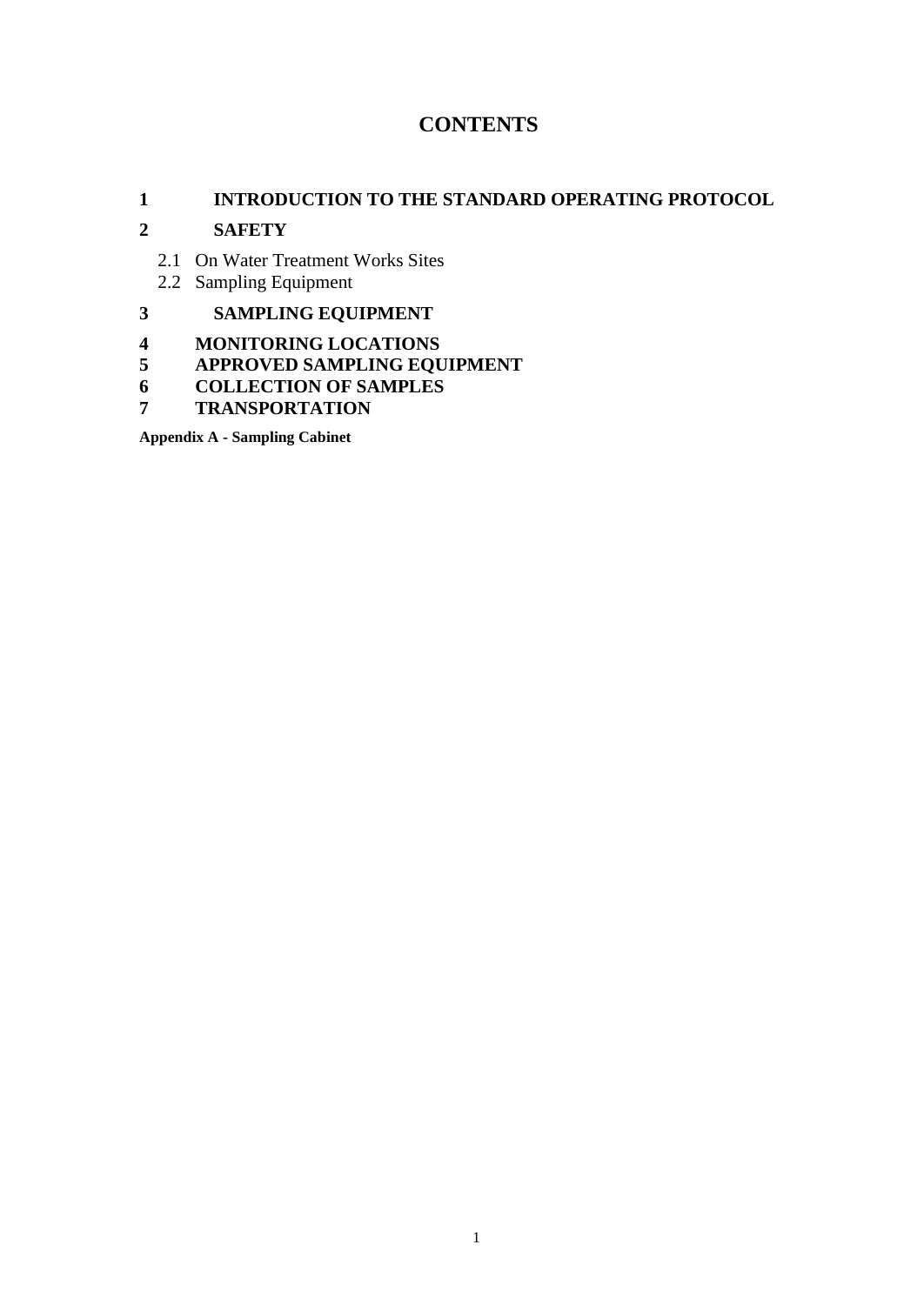# CONTENTS

**1 INTRODUCTION TO THE STANDARD OPERATING PROTOCOL**

**2 SAFETY**

- 2.1 On Water Treatment Works Sites
- 2.2 Sampling Equipment

**3 SAMPLING EQUIPMENT**

**4 MONITORING LOCATIONS**

**5 APPROVED SAMPLING EQUIPMENT**

**6 COLLECTION OF SAMPLES**

**7 TRANSPORTATION**

**Appendix A - Sampling Cabinet**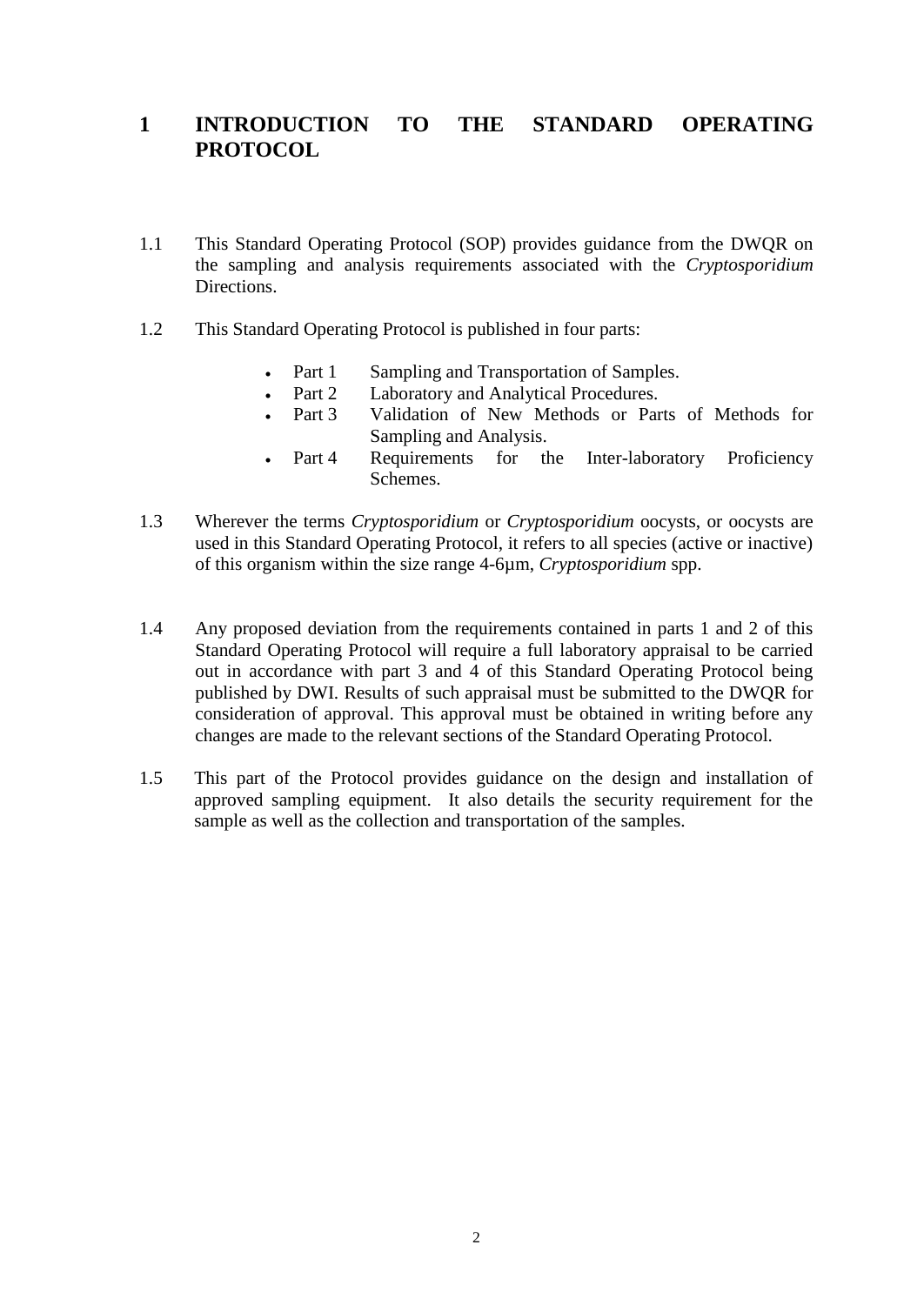# 1 INTRODUCTION TO THE STANDARD OPERATING PROTOCOL

1.1 This Standard Operating Protocol (SOP) provides guidance from the DWQR on the sampling and analysis requirements associated with the *Cryptosporidium* Directions.

1.2 This Standard Operating Protocol is published in four parts:

- Part 1 Sampling and Transportation of Samples.
- Part 2 Laboratory and Analytical Procedures.
- Part 3 Validation of New Methods or Parts of Methods for Sampling and Analysis.
- Part 4 Requirements for the Inter-laboratory Proficiency Schemes.

1.3 Wherever the terms *Cryptosporidium* or *Cryptosporidium* oocysts, or oocysts are used in this Standard Operating Protocol, it refers to all species (active or inactive) of this organism within the size range 4-6µm, *Cryptosporidium* spp.

1.4 Any proposed deviation from the requirements contained in parts 1 and 2 of this Standard Operating Protocol will require a full laboratory appraisal to be carried out in accordance with part 3 and 4 of this Standard Operating Protocol being published by DWI. Results of such appraisal must be submitted to the DWQR for consideration of approval. This approval must be obtained in writing before any changes are made to the relevant sections of the Standard Operating Protocol.

1.5 This part of the Protocol provides guidance on the design and installation of approved sampling equipment. It also details the security requirement for the sample as well as the collection and transportation of the samples.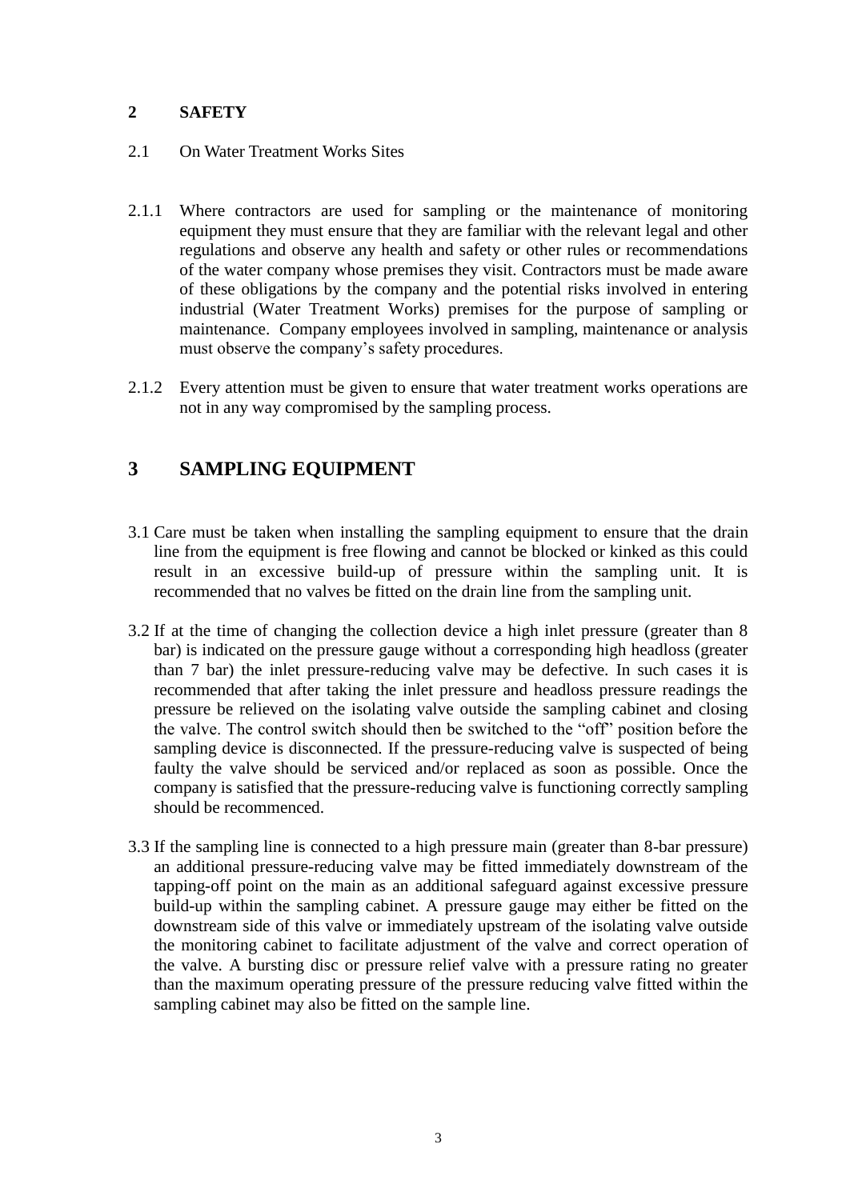## 2 SAFETY

### 2.1 On Water Treatment Works Sites

2.1.1 Where contractors are used for sampling or the maintenance of monitoring equipment they must ensure that they are familiar with the relevant legal and other regulations and observe any health and safety or other rules or recommendations of the water company whose premises they visit. Contractors must be made aware of these obligations by the company and the potential risks involved in entering industrial (Water Treatment Works) premises for the purpose of sampling or maintenance. Company employees involved in sampling, maintenance or analysis must observe the company's safety procedures.

2.1.2 Every attention must be given to ensure that water treatment works operations are not in any way compromised by the sampling process.

## 3 SAMPLING EQUIPMENT

3.1 Care must be taken when installing the sampling equipment to ensure that the drain line from the equipment is free flowing and cannot be blocked or kinked as this could result in an excessive build-up of pressure within the sampling unit. It is recommended that no valves be fitted on the drain line from the sampling unit.

3.2 If at the time of changing the collection device a high inlet pressure (greater than 8 bar) is indicated on the pressure gauge without a corresponding high headloss (greater than 7 bar) the inlet pressure-reducing valve may be defective. In such cases it is recommended that after taking the inlet pressure and headloss pressure readings the pressure be relieved on the isolating valve outside the sampling cabinet and closing the valve. The control switch should then be switched to the "off" position before the sampling device is disconnected. If the pressure-reducing valve is suspected of being faulty the valve should be serviced and/or replaced as soon as possible. Once the company is satisfied that the pressure-reducing valve is functioning correctly sampling should be recommenced.

3.3 If the sampling line is connected to a high pressure main (greater than 8-bar pressure) an additional pressure-reducing valve may be fitted immediately downstream of the tapping-off point on the main as an additional safeguard against excessive pressure build-up within the sampling cabinet. A pressure gauge may either be fitted on the downstream side of this valve or immediately upstream of the isolating valve outside the monitoring cabinet to facilitate adjustment of the valve and correct operation of the valve. A bursting disc or pressure relief valve with a pressure rating no greater than the maximum operating pressure of the pressure reducing valve fitted within the sampling cabinet may also be fitted on the sample line.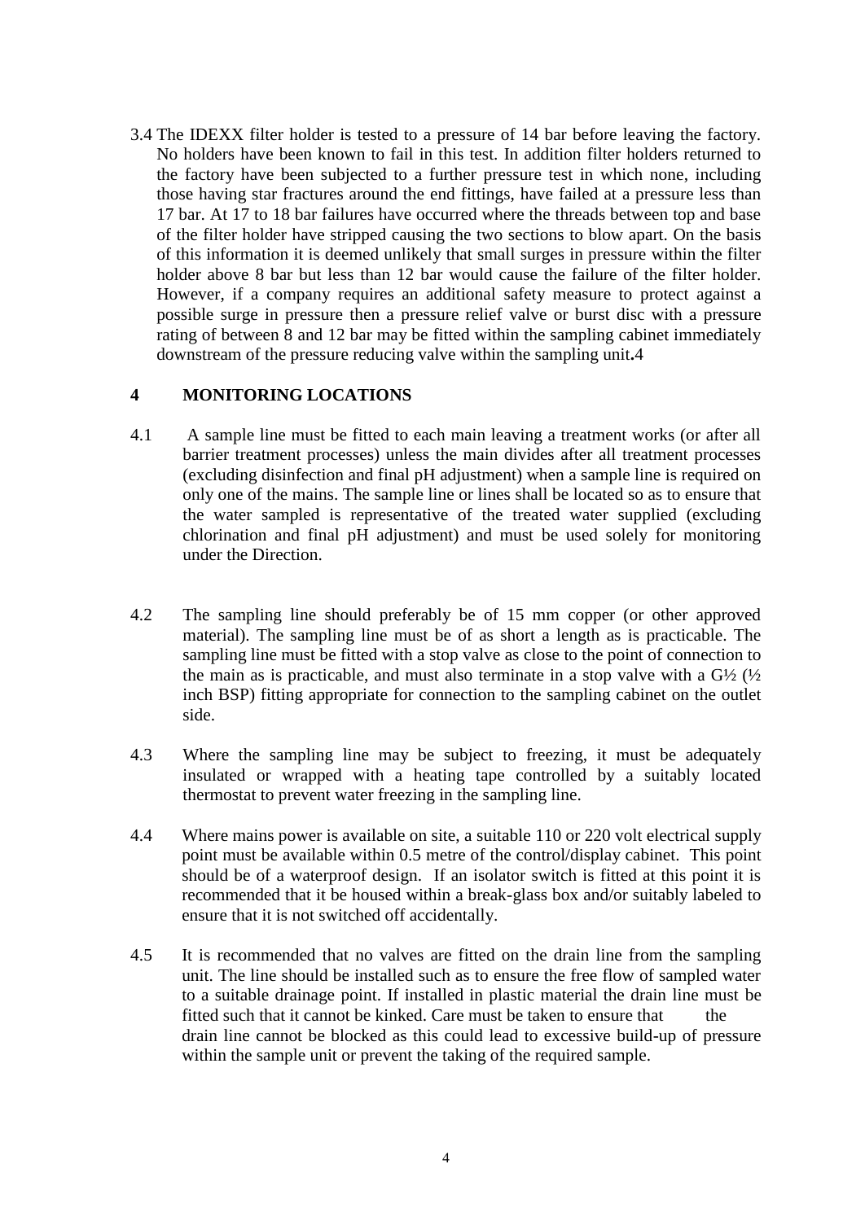3.4 The IDEXX filter holder is tested to a pressure of 14 bar before leaving the factory. No holders have been known to fail in this test. In addition filter holders returned to the factory have been subjected to a further pressure test in which none, including those having star fractures around the end fittings, have failed at a pressure less than 17 bar. At 17 to 18 bar failures have occurred where the threads between top and base of the filter holder have stripped causing the two sections to blow apart. On the basis of this information it is deemed unlikely that small surges in pressure within the filter holder above 8 bar but less than 12 bar would cause the failure of the filter holder. However, if a company requires an additional safety measure to protect against a possible surge in pressure then a pressure relief valve or burst disc with a pressure rating of between 8 and 12 bar may be fitted within the sampling cabinet immediately downstream of the pressure reducing valve within the sampling unit**.**4

## 4 MONITORING LOCATIONS

4.1 A sample line must be fitted to each main leaving a treatment works (or after all barrier treatment processes) unless the main divides after all treatment processes (excluding disinfection and final pH adjustment) when a sample line is required on only one of the mains. The sample line or lines shall be located so as to ensure that the water sampled is representative of the treated water supplied (excluding chlorination and final pH adjustment) and must be used solely for monitoring under the Direction.

4.2 The sampling line should preferably be of 15 mm copper (or other approved material). The sampling line must be of as short a length as is practicable. The sampling line must be fitted with a stop valve as close to the point of connection to the main as is practicable, and must also terminate in a stop valve with a G½ (½ inch BSP) fitting appropriate for connection to the sampling cabinet on the outlet side.

4.3 Where the sampling line may be subject to freezing, it must be adequately insulated or wrapped with a heating tape controlled by a suitably located thermostat to prevent water freezing in the sampling line.

4.4 Where mains power is available on site, a suitable 110 or 220 volt electrical supply point must be available within 0.5 metre of the control/display cabinet. This point should be of a waterproof design. If an isolator switch is fitted at this point it is recommended that it be housed within a break-glass box and/or suitably labeled to ensure that it is not switched off accidentally.

4.5 It is recommended that no valves are fitted on the drain line from the sampling unit. The line should be installed such as to ensure the free flow of sampled water to a suitable drainage point. If installed in plastic material the drain line must be fitted such that it cannot be kinked. Care must be taken to ensure that the drain line cannot be blocked as this could lead to excessive build-up of pressure within the sample unit or prevent the taking of the required sample.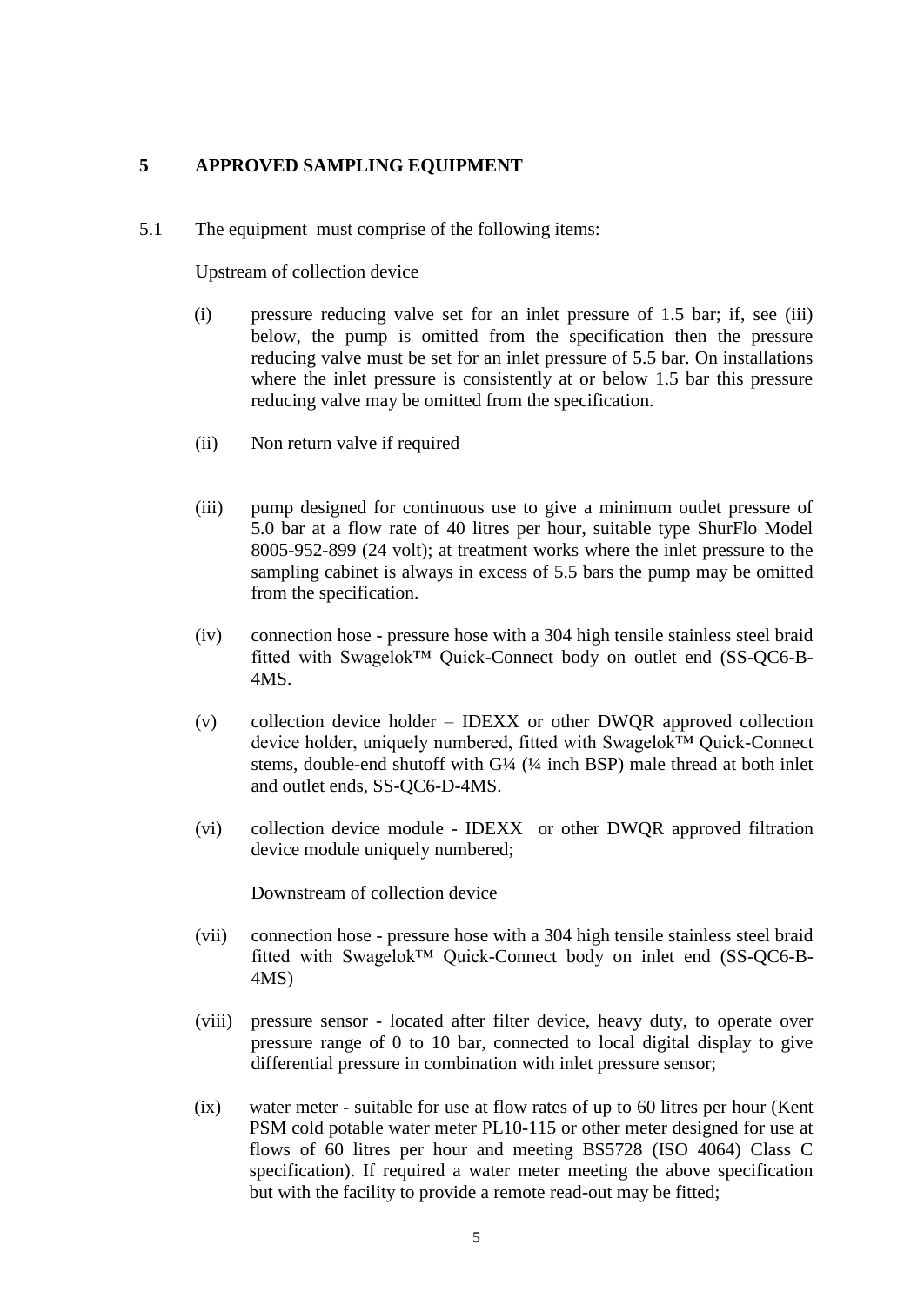## 5 APPROVED SAMPLING EQUIPMENT

5.1 The equipment must comprise of the following items:

Upstream of collection device

(i) pressure reducing valve set for an inlet pressure of 1.5 bar; if, see (iii) below, the pump is omitted from the specification then the pressure reducing valve must be set for an inlet pressure of 5.5 bar. On installations where the inlet pressure is consistently at or below 1.5 bar this pressure reducing valve may be omitted from the specification.

(ii) Non return valve if required

(iii) pump designed for continuous use to give a minimum outlet pressure of 5.0 bar at a flow rate of 40 litres per hour, suitable type ShurFlo Model 8005-952-899 (24 volt); at treatment works where the inlet pressure to the sampling cabinet is always in excess of 5.5 bars the pump may be omitted from the specification.

(iv) connection hose - pressure hose with a 304 high tensile stainless steel braid fitted with Swagelok™ Quick-Connect body on outlet end (SS-QC6-B-4MS.

(v) collection device holder – IDEXX or other DWQR approved collection device holder, uniquely numbered, fitted with Swagelok™ Quick-Connect stems, double-end shutoff with G¼ (¼ inch BSP) male thread at both inlet and outlet ends, SS-QC6-D-4MS.

(vi) collection device module - IDEXX or other DWQR approved filtration device module uniquely numbered;

Downstream of collection device

(vii) connection hose - pressure hose with a 304 high tensile stainless steel braid fitted with Swagelok™ Quick-Connect body on inlet end (SS-QC6-B-4MS)

(viii) pressure sensor - located after filter device, heavy duty, to operate over pressure range of 0 to 10 bar, connected to local digital display to give differential pressure in combination with inlet pressure sensor;

(ix) water meter - suitable for use at flow rates of up to 60 litres per hour (Kent PSM cold potable water meter PL10-115 or other meter designed for use at flows of 60 litres per hour and meeting BS5728 (ISO 4064) Class C specification). If required a water meter meeting the above specification but with the facility to provide a remote read-out may be fitted;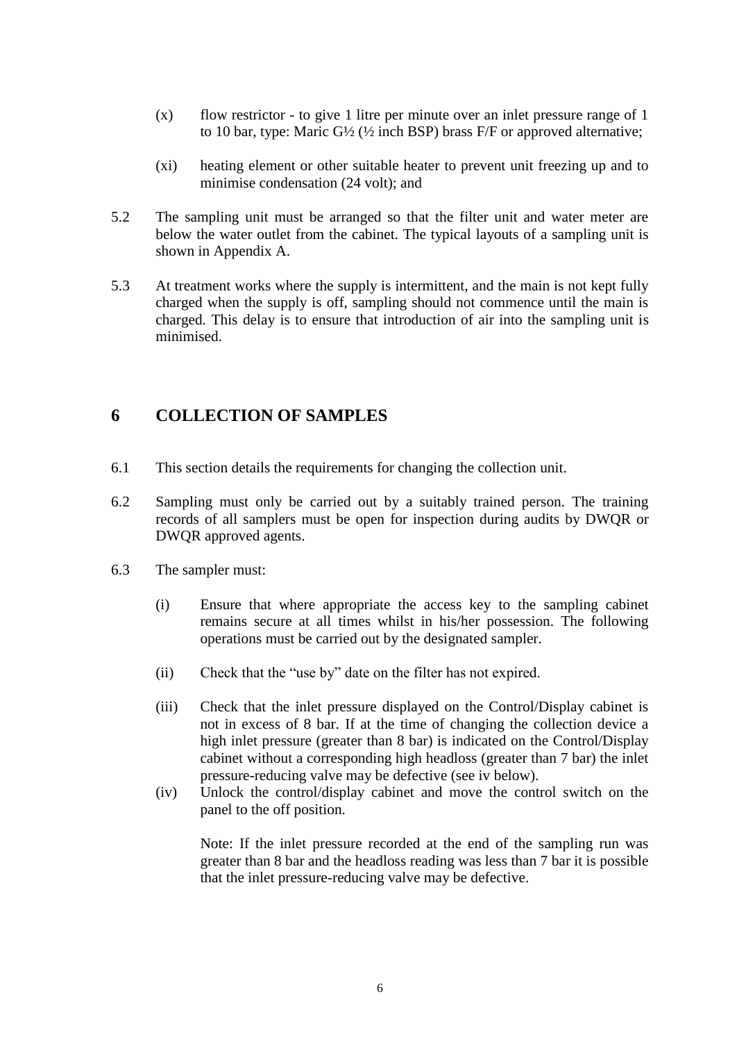(x) flow restrictor - to give 1 litre per minute over an inlet pressure range of 1 to 10 bar, type: Maric G½ (½ inch BSP) brass F/F or approved alternative;

(xi) heating element or other suitable heater to prevent unit freezing up and to minimise condensation (24 volt); and

5.2 The sampling unit must be arranged so that the filter unit and water meter are below the water outlet from the cabinet. The typical layouts of a sampling unit is shown in Appendix A.

5.3 At treatment works where the supply is intermittent, and the main is not kept fully charged when the supply is off, sampling should not commence until the main is charged. This delay is to ensure that introduction of air into the sampling unit is minimised.

## 6 COLLECTION OF SAMPLES

6.1 This section details the requirements for changing the collection unit.

6.2 Sampling must only be carried out by a suitably trained person. The training records of all samplers must be open for inspection during audits by DWQR or DWQR approved agents.

6.3 The sampler must:

(i) Ensure that where appropriate the access key to the sampling cabinet remains secure at all times whilst in his/her possession. The following operations must be carried out by the designated sampler.

(ii) Check that the "use by" date on the filter has not expired.

(iii) Check that the inlet pressure displayed on the Control/Display cabinet is not in excess of 8 bar. If at the time of changing the collection device a high inlet pressure (greater than 8 bar) is indicated on the Control/Display cabinet without a corresponding high headloss (greater than 7 bar) the inlet pressure-reducing valve may be defective (see iv below).

(iv) Unlock the control/display cabinet and move the control switch on the panel to the off position.

Note: If the inlet pressure recorded at the end of the sampling run was greater than 8 bar and the headloss reading was less than 7 bar it is possible that the inlet pressure-reducing valve may be defective.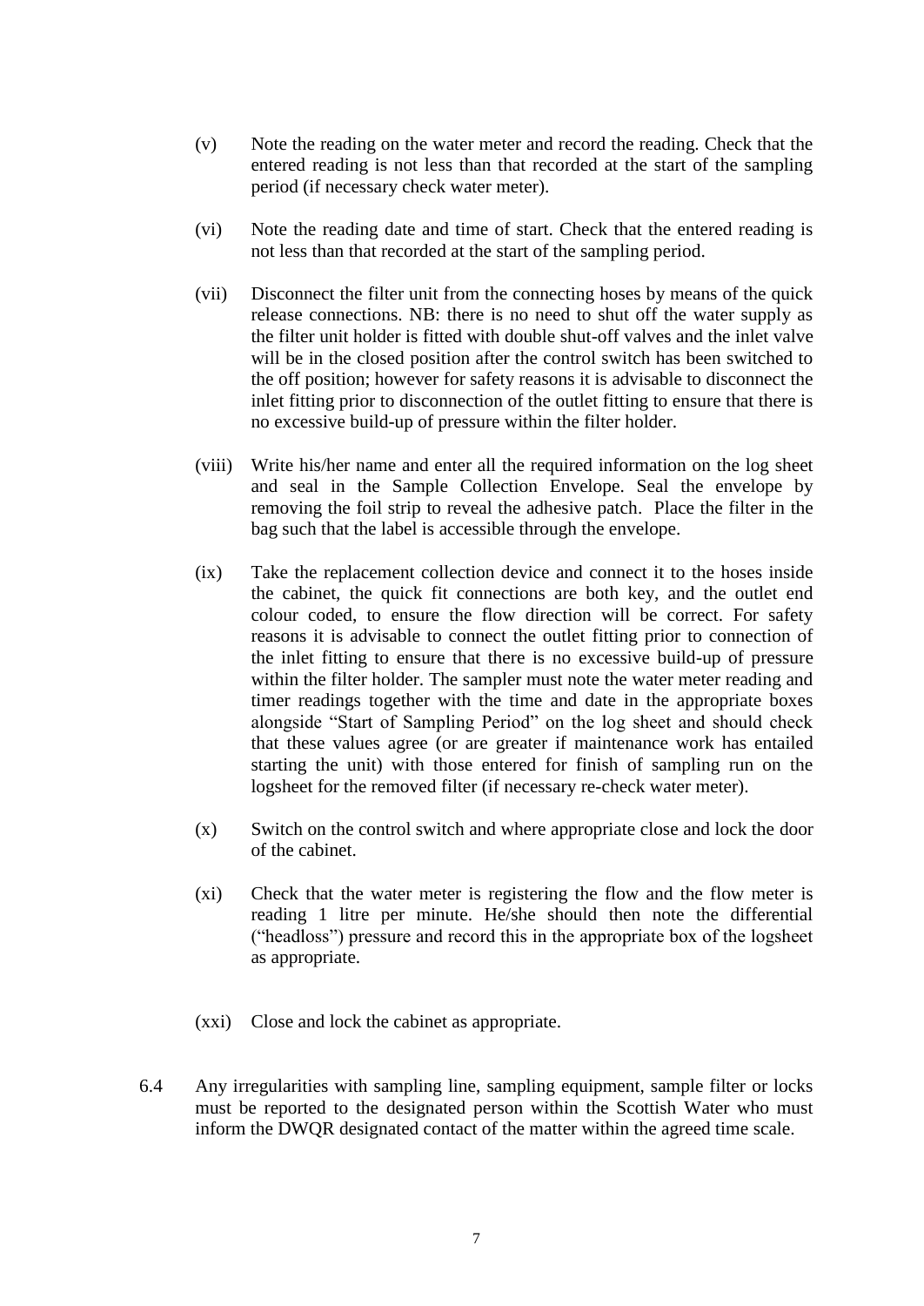(v) Note the reading on the water meter and record the reading. Check that the entered reading is not less than that recorded at the start of the sampling period (if necessary check water meter).

(vi) Note the reading date and time of start. Check that the entered reading is not less than that recorded at the start of the sampling period.

(vii) Disconnect the filter unit from the connecting hoses by means of the quick release connections. NB: there is no need to shut off the water supply as the filter unit holder is fitted with double shut-off valves and the inlet valve will be in the closed position after the control switch has been switched to the off position; however for safety reasons it is advisable to disconnect the inlet fitting prior to disconnection of the outlet fitting to ensure that there is no excessive build-up of pressure within the filter holder.

(viii) Write his/her name and enter all the required information on the log sheet and seal in the Sample Collection Envelope. Seal the envelope by removing the foil strip to reveal the adhesive patch. Place the filter in the bag such that the label is accessible through the envelope.

(ix) Take the replacement collection device and connect it to the hoses inside the cabinet, the quick fit connections are both key, and the outlet end colour coded, to ensure the flow direction will be correct. For safety reasons it is advisable to connect the outlet fitting prior to connection of the inlet fitting to ensure that there is no excessive build-up of pressure within the filter holder. The sampler must note the water meter reading and timer readings together with the time and date in the appropriate boxes alongside "Start of Sampling Period" on the log sheet and should check that these values agree (or are greater if maintenance work has entailed starting the unit) with those entered for finish of sampling run on the logsheet for the removed filter (if necessary re-check water meter).

(x) Switch on the control switch and where appropriate close and lock the door of the cabinet.

(xi) Check that the water meter is registering the flow and the flow meter is reading 1 litre per minute. He/she should then note the differential ("headloss") pressure and record this in the appropriate box of the logsheet as appropriate.

(xxi) Close and lock the cabinet as appropriate.

6.4 Any irregularities with sampling line, sampling equipment, sample filter or locks must be reported to the designated person within the Scottish Water who must inform the DWQR designated contact of the matter within the agreed time scale.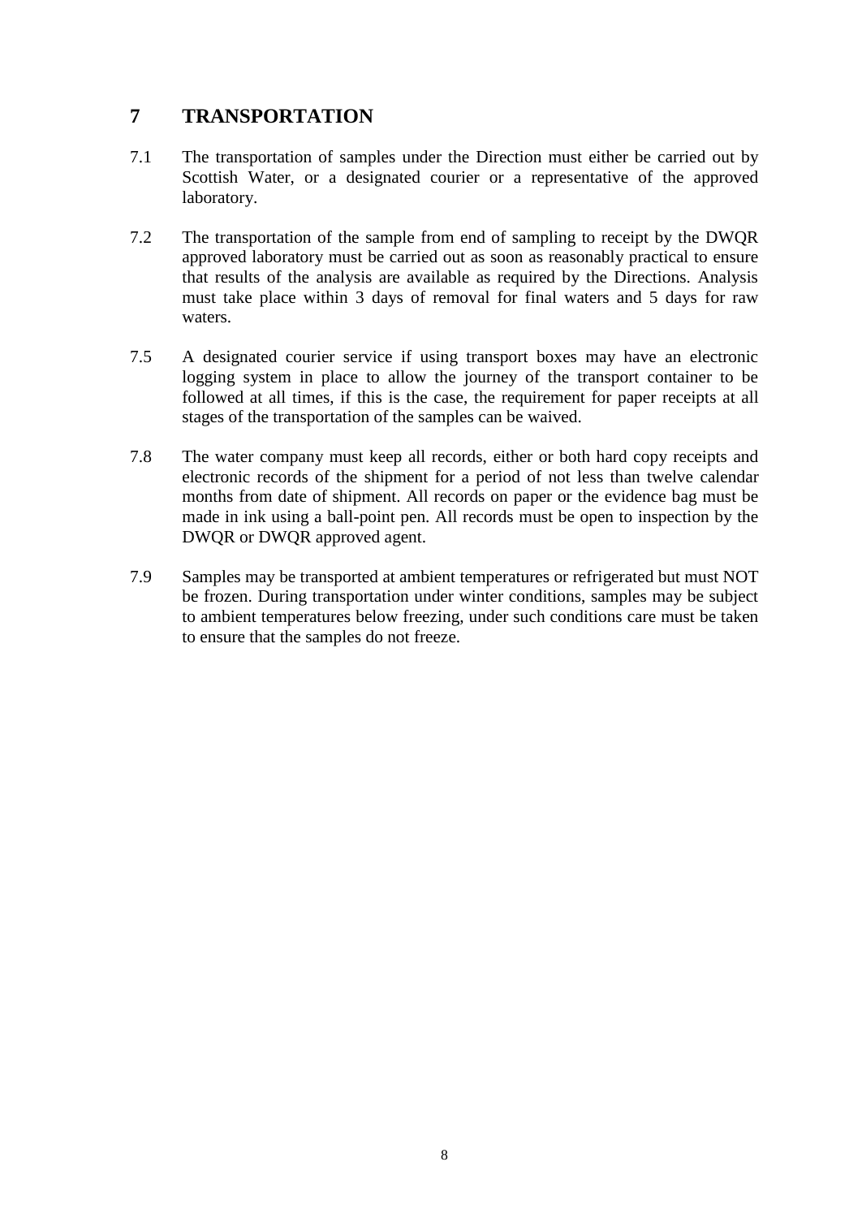## 7 TRANSPORTATION

7.1 The transportation of samples under the Direction must either be carried out by Scottish Water, or a designated courier or a representative of the approved laboratory.

7.2 The transportation of the sample from end of sampling to receipt by the DWQR approved laboratory must be carried out as soon as reasonably practical to ensure that results of the analysis are available as required by the Directions. Analysis must take place within 3 days of removal for final waters and 5 days for raw waters.

7.5 A designated courier service if using transport boxes may have an electronic logging system in place to allow the journey of the transport container to be followed at all times, if this is the case, the requirement for paper receipts at all stages of the transportation of the samples can be waived.

7.8 The water company must keep all records, either or both hard copy receipts and electronic records of the shipment for a period of not less than twelve calendar months from date of shipment. All records on paper or the evidence bag must be made in ink using a ball-point pen. All records must be open to inspection by the DWQR or DWQR approved agent.

7.9 Samples may be transported at ambient temperatures or refrigerated but must NOT be frozen. During transportation under winter conditions, samples may be subject to ambient temperatures below freezing, under such conditions care must be taken to ensure that the samples do not freeze.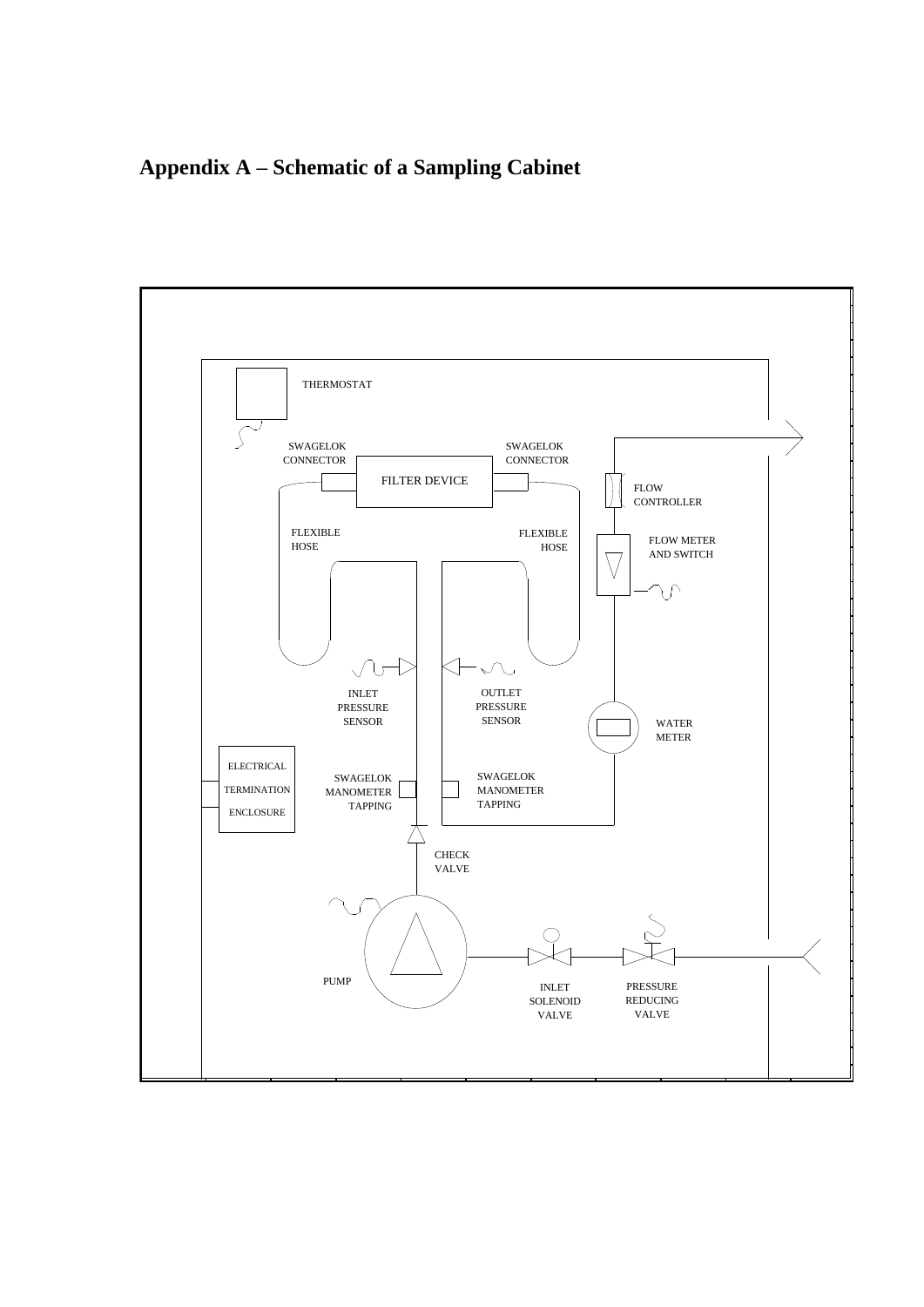# Appendix A – Schematic of a Sampling Cabinet

THERMOSTAT

SWAGELOK CONNECTOR

FILTER DEVICE

SWAGELOK CONNECTOR

FLOW CONTROLLER

FLEXIBLE HOSE

FLEXIBLE HOSE

FLOW METER AND SWITCH

INLET PRESSURE SENSOR

OUTLET PRESSURE SENSOR

WATER METER

ELECTRICAL TERMINATION ENCLOSURE

SWAGELOK MANOMETER TAPPING

SWAGELOK MANOMETER TAPPING

CHECK VALVE

PUMP

INLET SOLENOID VALVE

PRESSURE REDUCING VALVE